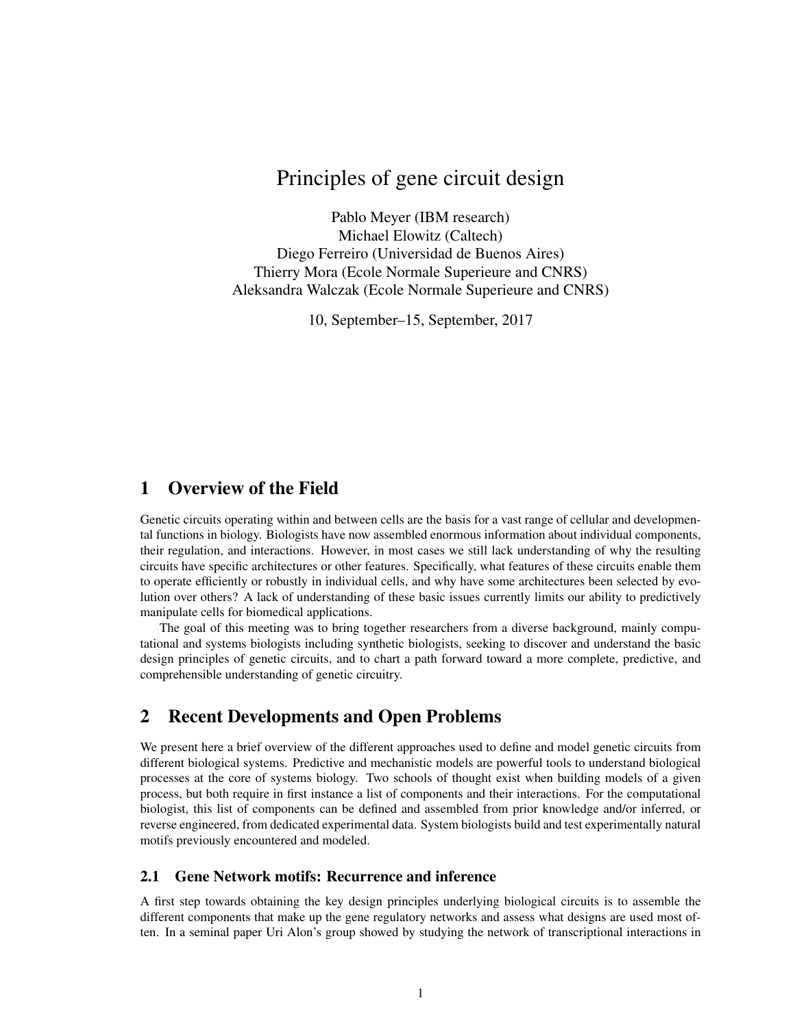# Principles of gene circuit design

Pablo Meyer (IBM research)
Michael Elowitz (Caltech)
Diego Ferreiro (Universidad de Buenos Aires)
Thierry Mora (Ecole Normale Superieure and CNRS)
Aleksandra Walczak (Ecole Normale Superieure and CNRS)

10, September–15, September, 2017

## 1 Overview of the Field

Genetic circuits operating within and between cells are the basis for a vast range of cellular and developmental functions in biology. Biologists have now assembled enormous information about individual components, their regulation, and interactions. However, in most cases we still lack understanding of why the resulting circuits have specific architectures or other features. Specifically, what features of these circuits enable them to operate efficiently or robustly in individual cells, and why have some architectures been selected by evolution over others? A lack of understanding of these basic issues currently limits our ability to predictively manipulate cells for biomedical applications.

The goal of this meeting was to bring together researchers from a diverse background, mainly computational and systems biologists including synthetic biologists, seeking to discover and understand the basic design principles of genetic circuits, and to chart a path forward toward a more complete, predictive, and comprehensible understanding of genetic circuitry.

## 2 Recent Developments and Open Problems

We present here a brief overview of the different approaches used to define and model genetic circuits from different biological systems. Predictive and mechanistic models are powerful tools to understand biological processes at the core of systems biology. Two schools of thought exist when building models of a given process, but both require in first instance a list of components and their interactions. For the computational biologist, this list of components can be defined and assembled from prior knowledge and/or inferred, or reverse engineered, from dedicated experimental data. System biologists build and test experimentally natural motifs previously encountered and modeled.

### 2.1 Gene Network motifs: Recurrence and inference

A first step towards obtaining the key design principles underlying biological circuits is to assemble the different components that make up the gene regulatory networks and assess what designs are used most often. In a seminal paper Uri Alon's group showed by studying the network of transcriptional interactions in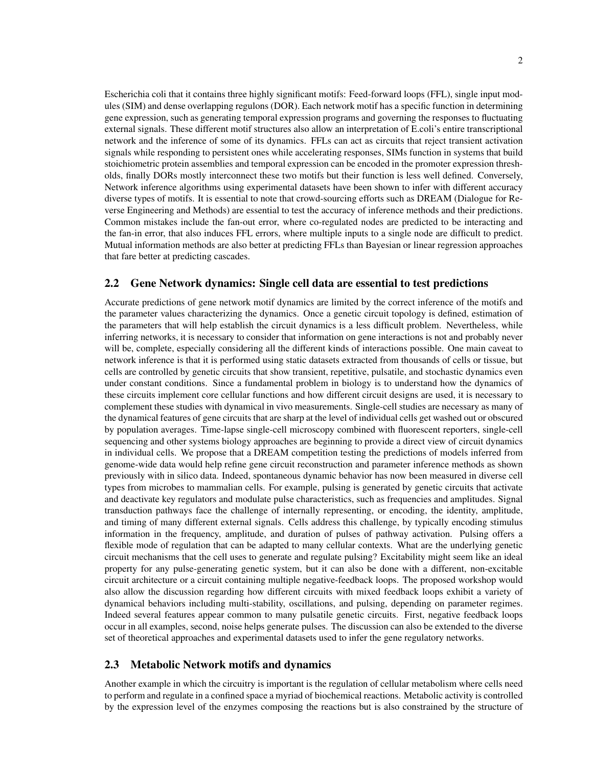Escherichia coli that it contains three highly significant motifs: Feed-forward loops (FFL), single input modules (SIM) and dense overlapping regulons (DOR). Each network motif has a specific function in determining gene expression, such as generating temporal expression programs and governing the responses to fluctuating external signals. These different motif structures also allow an interpretation of E.coli's entire transcriptional network and the inference of some of its dynamics. FFLs can act as circuits that reject transient activation signals while responding to persistent ones while accelerating responses, SIMs function in systems that build stoichiometric protein assemblies and temporal expression can be encoded in the promoter expression thresholds, finally DORs mostly interconnect these two motifs but their function is less well defined. Conversely, Network inference algorithms using experimental datasets have been shown to infer with different accuracy diverse types of motifs. It is essential to note that crowd-sourcing efforts such as DREAM (Dialogue for Reverse Engineering and Methods) are essential to test the accuracy of inference methods and their predictions. Common mistakes include the fan-out error, where co-regulated nodes are predicted to be interacting and the fan-in error, that also induces FFL errors, where multiple inputs to a single node are difficult to predict. Mutual information methods are also better at predicting FFLs than Bayesian or linear regression approaches that fare better at predicting cascades.

## 2.2 Gene Network dynamics: Single cell data are essential to test predictions

Accurate predictions of gene network motif dynamics are limited by the correct inference of the motifs and the parameter values characterizing the dynamics. Once a genetic circuit topology is defined, estimation of the parameters that will help establish the circuit dynamics is a less difficult problem. Nevertheless, while inferring networks, it is necessary to consider that information on gene interactions is not and probably never will be, complete, especially considering all the different kinds of interactions possible. One main caveat to network inference is that it is performed using static datasets extracted from thousands of cells or tissue, but cells are controlled by genetic circuits that show transient, repetitive, pulsatile, and stochastic dynamics even under constant conditions. Since a fundamental problem in biology is to understand how the dynamics of these circuits implement core cellular functions and how different circuit designs are used, it is necessary to complement these studies with dynamical in vivo measurements. Single-cell studies are necessary as many of the dynamical features of gene circuits that are sharp at the level of individual cells get washed out or obscured by population averages. Time-lapse single-cell microscopy combined with fluorescent reporters, single-cell sequencing and other systems biology approaches are beginning to provide a direct view of circuit dynamics in individual cells. We propose that a DREAM competition testing the predictions of models inferred from genome-wide data would help refine gene circuit reconstruction and parameter inference methods as shown previously with in silico data. Indeed, spontaneous dynamic behavior has now been measured in diverse cell types from microbes to mammalian cells. For example, pulsing is generated by genetic circuits that activate and deactivate key regulators and modulate pulse characteristics, such as frequencies and amplitudes. Signal transduction pathways face the challenge of internally representing, or encoding, the identity, amplitude, and timing of many different external signals. Cells address this challenge, by typically encoding stimulus information in the frequency, amplitude, and duration of pulses of pathway activation. Pulsing offers a flexible mode of regulation that can be adapted to many cellular contexts. What are the underlying genetic circuit mechanisms that the cell uses to generate and regulate pulsing? Excitability might seem like an ideal property for any pulse-generating genetic system, but it can also be done with a different, non-excitable circuit architecture or a circuit containing multiple negative-feedback loops. The proposed workshop would also allow the discussion regarding how different circuits with mixed feedback loops exhibit a variety of dynamical behaviors including multi-stability, oscillations, and pulsing, depending on parameter regimes. Indeed several features appear common to many pulsatile genetic circuits. First, negative feedback loops occur in all examples, second, noise helps generate pulses. The discussion can also be extended to the diverse set of theoretical approaches and experimental datasets used to infer the gene regulatory networks.

## 2.3 Metabolic Network motifs and dynamics

Another example in which the circuitry is important is the regulation of cellular metabolism where cells need to perform and regulate in a confined space a myriad of biochemical reactions. Metabolic activity is controlled by the expression level of the enzymes composing the reactions but is also constrained by the structure of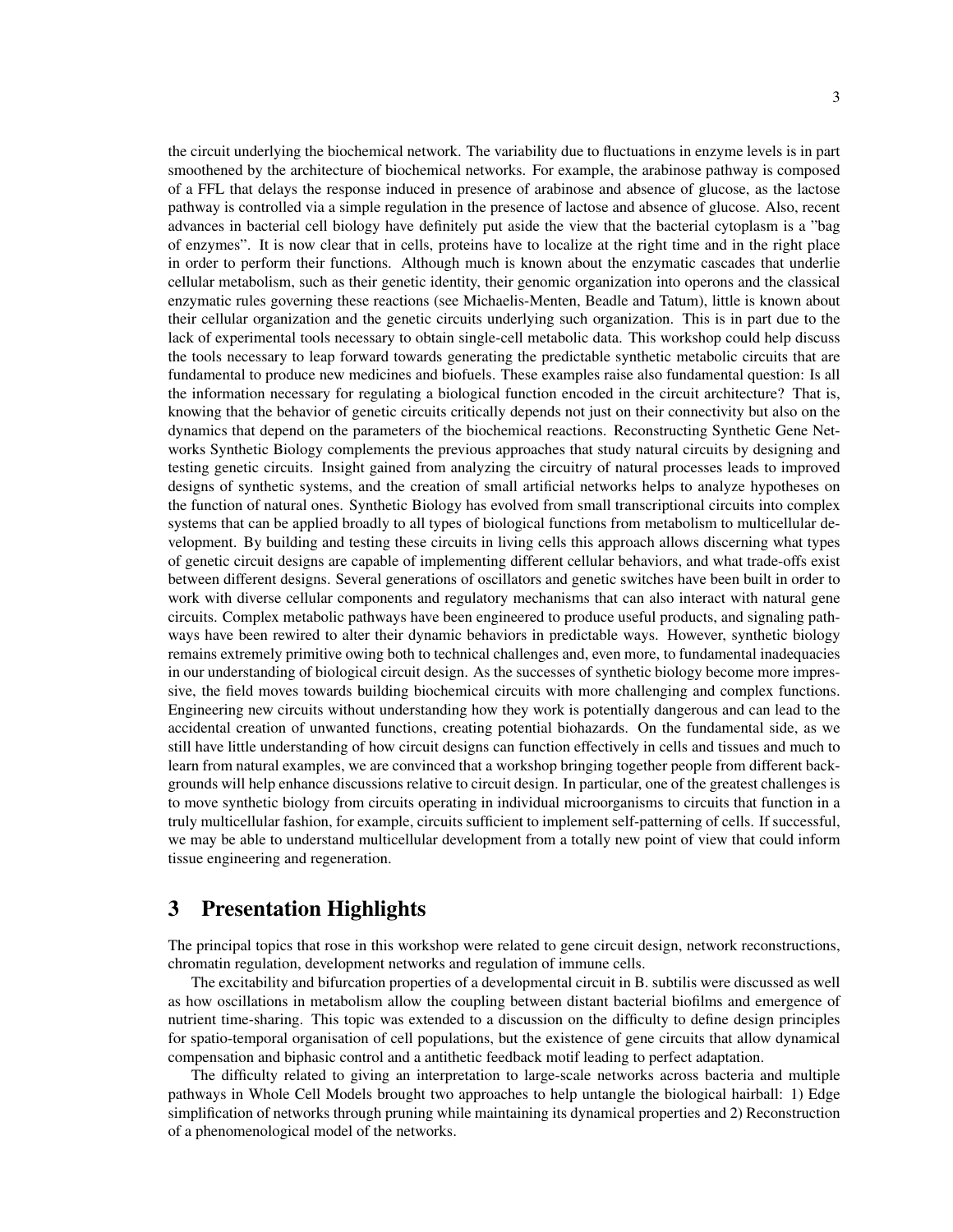the circuit underlying the biochemical network. The variability due to fluctuations in enzyme levels is in part smoothened by the architecture of biochemical networks. For example, the arabinose pathway is composed of a FFL that delays the response induced in presence of arabinose and absence of glucose, as the lactose pathway is controlled via a simple regulation in the presence of lactose and absence of glucose. Also, recent advances in bacterial cell biology have definitely put aside the view that the bacterial cytoplasm is a "bag of enzymes". It is now clear that in cells, proteins have to localize at the right time and in the right place in order to perform their functions. Although much is known about the enzymatic cascades that underlie cellular metabolism, such as their genetic identity, their genomic organization into operons and the classical enzymatic rules governing these reactions (see Michaelis-Menten, Beadle and Tatum), little is known about their cellular organization and the genetic circuits underlying such organization. This is in part due to the lack of experimental tools necessary to obtain single-cell metabolic data. This workshop could help discuss the tools necessary to leap forward towards generating the predictable synthetic metabolic circuits that are fundamental to produce new medicines and biofuels. These examples raise also fundamental question: Is all the information necessary for regulating a biological function encoded in the circuit architecture? That is, knowing that the behavior of genetic circuits critically depends not just on their connectivity but also on the dynamics that depend on the parameters of the biochemical reactions. Reconstructing Synthetic Gene Networks Synthetic Biology complements the previous approaches that study natural circuits by designing and testing genetic circuits. Insight gained from analyzing the circuitry of natural processes leads to improved designs of synthetic systems, and the creation of small artificial networks helps to analyze hypotheses on the function of natural ones. Synthetic Biology has evolved from small transcriptional circuits into complex systems that can be applied broadly to all types of biological functions from metabolism to multicellular development. By building and testing these circuits in living cells this approach allows discerning what types of genetic circuit designs are capable of implementing different cellular behaviors, and what trade-offs exist between different designs. Several generations of oscillators and genetic switches have been built in order to work with diverse cellular components and regulatory mechanisms that can also interact with natural gene circuits. Complex metabolic pathways have been engineered to produce useful products, and signaling pathways have been rewired to alter their dynamic behaviors in predictable ways. However, synthetic biology remains extremely primitive owing both to technical challenges and, even more, to fundamental inadequacies in our understanding of biological circuit design. As the successes of synthetic biology become more impressive, the field moves towards building biochemical circuits with more challenging and complex functions. Engineering new circuits without understanding how they work is potentially dangerous and can lead to the accidental creation of unwanted functions, creating potential biohazards. On the fundamental side, as we still have little understanding of how circuit designs can function effectively in cells and tissues and much to learn from natural examples, we are convinced that a workshop bringing together people from different backgrounds will help enhance discussions relative to circuit design. In particular, one of the greatest challenges is to move synthetic biology from circuits operating in individual microorganisms to circuits that function in a truly multicellular fashion, for example, circuits sufficient to implement self-patterning of cells. If successful, we may be able to understand multicellular development from a totally new point of view that could inform tissue engineering and regeneration.

## 3 Presentation Highlights

The principal topics that rose in this workshop were related to gene circuit design, network reconstructions, chromatin regulation, development networks and regulation of immune cells.

The excitability and bifurcation properties of a developmental circuit in B. subtilis were discussed as well as how oscillations in metabolism allow the coupling between distant bacterial biofilms and emergence of nutrient time-sharing. This topic was extended to a discussion on the difficulty to define design principles for spatio-temporal organisation of cell populations, but the existence of gene circuits that allow dynamical compensation and biphasic control and a antithetic feedback motif leading to perfect adaptation.

The difficulty related to giving an interpretation to large-scale networks across bacteria and multiple pathways in Whole Cell Models brought two approaches to help untangle the biological hairball: 1) Edge simplification of networks through pruning while maintaining its dynamical properties and 2) Reconstruction of a phenomenological model of the networks.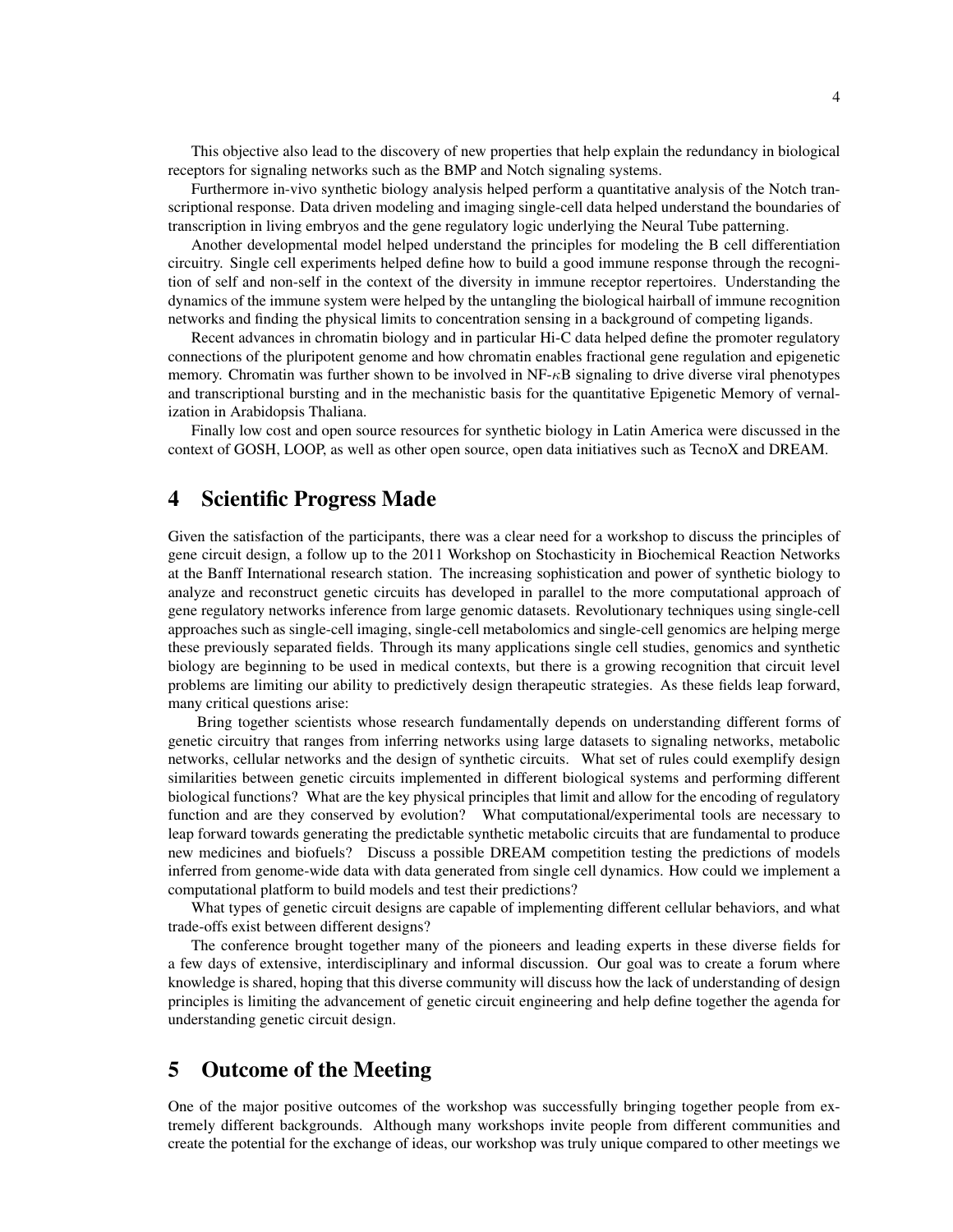This objective also lead to the discovery of new properties that help explain the redundancy in biological receptors for signaling networks such as the BMP and Notch signaling systems.

Furthermore in-vivo synthetic biology analysis helped perform a quantitative analysis of the Notch transcriptional response. Data driven modeling and imaging single-cell data helped understand the boundaries of transcription in living embryos and the gene regulatory logic underlying the Neural Tube patterning.

Another developmental model helped understand the principles for modeling the B cell differentiation circuitry. Single cell experiments helped define how to build a good immune response through the recognition of self and non-self in the context of the diversity in immune receptor repertoires. Understanding the dynamics of the immune system were helped by the untangling the biological hairball of immune recognition networks and finding the physical limits to concentration sensing in a background of competing ligands.

Recent advances in chromatin biology and in particular Hi-C data helped define the promoter regulatory connections of the pluripotent genome and how chromatin enables fractional gene regulation and epigenetic memory. Chromatin was further shown to be involved in NF-$\kappa$B signaling to drive diverse viral phenotypes and transcriptional bursting and in the mechanistic basis for the quantitative Epigenetic Memory of vernalization in Arabidopsis Thaliana.

Finally low cost and open source resources for synthetic biology in Latin America were discussed in the context of GOSH, LOOP, as well as other open source, open data initiatives such as TecnoX and DREAM.

## 4 Scientific Progress Made

Given the satisfaction of the participants, there was a clear need for a workshop to discuss the principles of gene circuit design, a follow up to the 2011 Workshop on Stochasticity in Biochemical Reaction Networks at the Banff International research station. The increasing sophistication and power of synthetic biology to analyze and reconstruct genetic circuits has developed in parallel to the more computational approach of gene regulatory networks inference from large genomic datasets. Revolutionary techniques using single-cell approaches such as single-cell imaging, single-cell metabolomics and single-cell genomics are helping merge these previously separated fields. Through its many applications single cell studies, genomics and synthetic biology are beginning to be used in medical contexts, but there is a growing recognition that circuit level problems are limiting our ability to predictively design therapeutic strategies. As these fields leap forward, many critical questions arise:

Bring together scientists whose research fundamentally depends on understanding different forms of genetic circuitry that ranges from inferring networks using large datasets to signaling networks, metabolic networks, cellular networks and the design of synthetic circuits. What set of rules could exemplify design similarities between genetic circuits implemented in different biological systems and performing different biological functions? What are the key physical principles that limit and allow for the encoding of regulatory function and are they conserved by evolution? What computational/experimental tools are necessary to leap forward towards generating the predictable synthetic metabolic circuits that are fundamental to produce new medicines and biofuels? Discuss a possible DREAM competition testing the predictions of models inferred from genome-wide data with data generated from single cell dynamics. How could we implement a computational platform to build models and test their predictions?

What types of genetic circuit designs are capable of implementing different cellular behaviors, and what trade-offs exist between different designs?

The conference brought together many of the pioneers and leading experts in these diverse fields for a few days of extensive, interdisciplinary and informal discussion. Our goal was to create a forum where knowledge is shared, hoping that this diverse community will discuss how the lack of understanding of design principles is limiting the advancement of genetic circuit engineering and help define together the agenda for understanding genetic circuit design.

## 5 Outcome of the Meeting

One of the major positive outcomes of the workshop was successfully bringing together people from extremely different backgrounds. Although many workshops invite people from different communities and create the potential for the exchange of ideas, our workshop was truly unique compared to other meetings we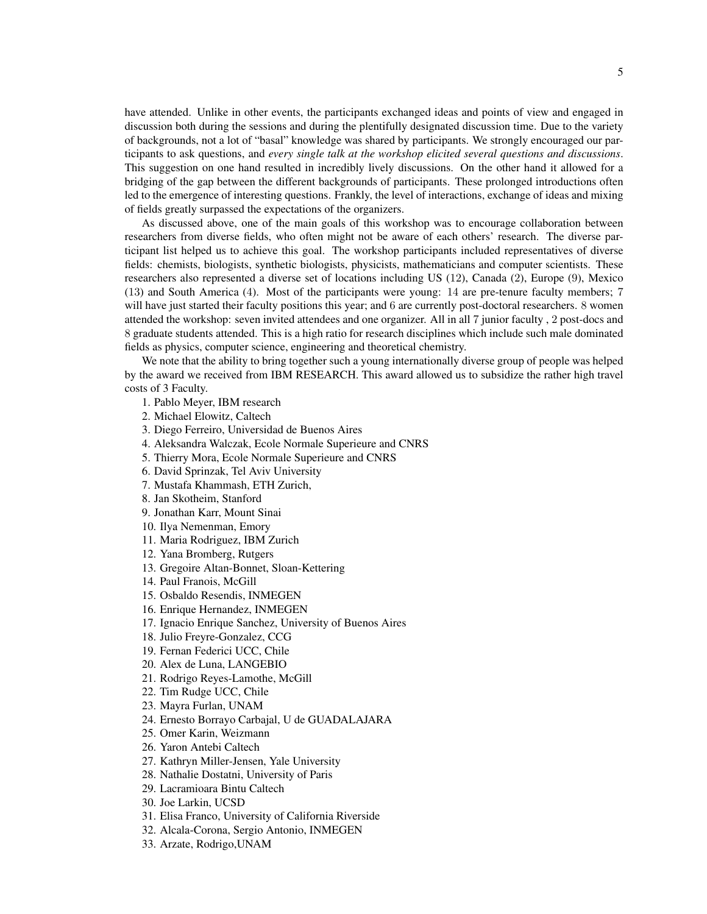have attended. Unlike in other events, the participants exchanged ideas and points of view and engaged in discussion both during the sessions and during the plentifully designated discussion time. Due to the variety of backgrounds, not a lot of "basal" knowledge was shared by participants. We strongly encouraged our participants to ask questions, and *every single talk at the workshop elicited several questions and discussions*. This suggestion on one hand resulted in incredibly lively discussions. On the other hand it allowed for a bridging of the gap between the different backgrounds of participants. These prolonged introductions often led to the emergence of interesting questions. Frankly, the level of interactions, exchange of ideas and mixing of fields greatly surpassed the expectations of the organizers.

As discussed above, one of the main goals of this workshop was to encourage collaboration between researchers from diverse fields, who often might not be aware of each others' research. The diverse participant list helped us to achieve this goal. The workshop participants included representatives of diverse fields: chemists, biologists, synthetic biologists, physicists, mathematicians and computer scientists. These researchers also represented a diverse set of locations including US (12), Canada (2), Europe (9), Mexico (13) and South America (4). Most of the participants were young: 14 are pre-tenure faculty members; 7 will have just started their faculty positions this year; and 6 are currently post-doctoral researchers. 8 women attended the workshop: seven invited attendees and one organizer. All in all 7 junior faculty , 2 post-docs and 8 graduate students attended. This is a high ratio for research disciplines which include such male dominated fields as physics, computer science, engineering and theoretical chemistry.

We note that the ability to bring together such a young internationally diverse group of people was helped by the award we received from IBM RESEARCH. This award allowed us to subsidize the rather high travel costs of 3 Faculty.

1. Pablo Meyer, IBM research
2. Michael Elowitz, Caltech
3. Diego Ferreiro, Universidad de Buenos Aires
4. Aleksandra Walczak, Ecole Normale Superieure and CNRS
5. Thierry Mora, Ecole Normale Superieure and CNRS
6. David Sprinzak, Tel Aviv University
7. Mustafa Khammash, ETH Zurich,
8. Jan Skotheim, Stanford
9. Jonathan Karr, Mount Sinai
10. Ilya Nemenman, Emory
11. Maria Rodriguez, IBM Zurich
12. Yana Bromberg, Rutgers
13. Gregoire Altan-Bonnet, Sloan-Kettering
14. Paul Franois, McGill
15. Osbaldo Resendis, INMEGEN
16. Enrique Hernandez, INMEGEN
17. Ignacio Enrique Sanchez, University of Buenos Aires
18. Julio Freyre-Gonzalez, CCG
19. Fernan Federici UCC, Chile
20. Alex de Luna, LANGEBIO
21. Rodrigo Reyes-Lamothe, McGill
22. Tim Rudge UCC, Chile
23. Mayra Furlan, UNAM
24. Ernesto Borrayo Carbajal, U de GUADALAJARA
25. Omer Karin, Weizmann
26. Yaron Antebi Caltech
27. Kathryn Miller-Jensen, Yale University
28. Nathalie Dostatni, University of Paris
29. Lacramioara Bintu Caltech
30. Joe Larkin, UCSD
31. Elisa Franco, University of California Riverside
32. Alcala-Corona, Sergio Antonio, INMEGEN
33. Arzate, Rodrigo,UNAM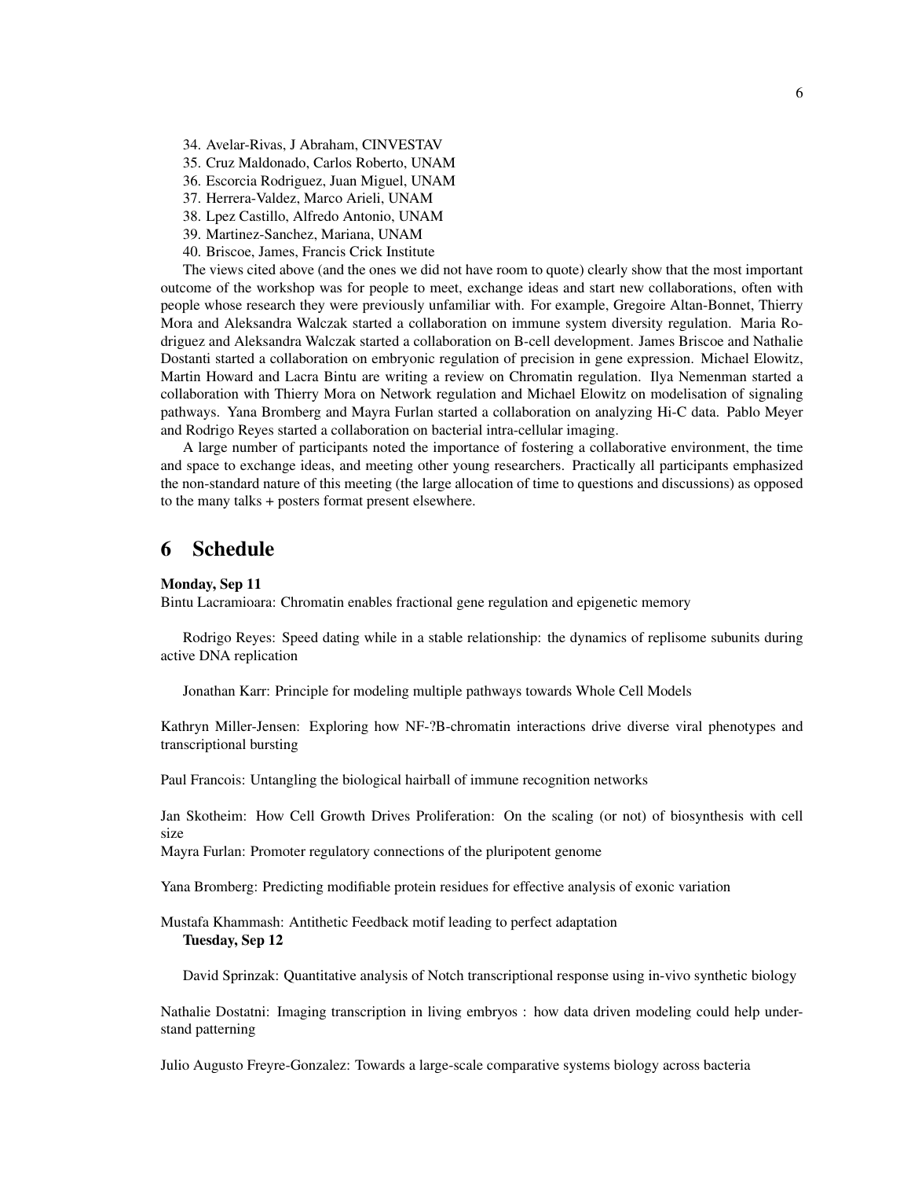34. Avelar-Rivas, J Abraham, CINVESTAV
35. Cruz Maldonado, Carlos Roberto, UNAM
36. Escorcia Rodriguez, Juan Miguel, UNAM
37. Herrera-Valdez, Marco Arieli, UNAM
38. Lpez Castillo, Alfredo Antonio, UNAM
39. Martinez-Sanchez, Mariana, UNAM
40. Briscoe, James, Francis Crick Institute

The views cited above (and the ones we did not have room to quote) clearly show that the most important outcome of the workshop was for people to meet, exchange ideas and start new collaborations, often with people whose research they were previously unfamiliar with. For example, Gregoire Altan-Bonnet, Thierry Mora and Aleksandra Walczak started a collaboration on immune system diversity regulation. Maria Rodriguez and Aleksandra Walczak started a collaboration on B-cell development. James Briscoe and Nathalie Dostanti started a collaboration on embryonic regulation of precision in gene expression. Michael Elowitz, Martin Howard and Lacra Bintu are writing a review on Chromatin regulation. Ilya Nemenman started a collaboration with Thierry Mora on Network regulation and Michael Elowitz on modelisation of signaling pathways. Yana Bromberg and Mayra Furlan started a collaboration on analyzing Hi-C data. Pablo Meyer and Rodrigo Reyes started a collaboration on bacterial intra-cellular imaging.

A large number of participants noted the importance of fostering a collaborative environment, the time and space to exchange ideas, and meeting other young researchers. Practically all participants emphasized the non-standard nature of this meeting (the large allocation of time to questions and discussions) as opposed to the many talks + posters format present elsewhere.

## 6 Schedule

**Monday, Sep 11**

Bintu Lacramioara: Chromatin enables fractional gene regulation and epigenetic memory

Rodrigo Reyes: Speed dating while in a stable relationship: the dynamics of replisome subunits during active DNA replication

Jonathan Karr: Principle for modeling multiple pathways towards Whole Cell Models

Kathryn Miller-Jensen: Exploring how NF-?B-chromatin interactions drive diverse viral phenotypes and transcriptional bursting

Paul Francois: Untangling the biological hairball of immune recognition networks

Jan Skotheim: How Cell Growth Drives Proliferation: On the scaling (or not) of biosynthesis with cell size

Mayra Furlan: Promoter regulatory connections of the pluripotent genome

Yana Bromberg: Predicting modifiable protein residues for effective analysis of exonic variation

Mustafa Khammash: Antithetic Feedback motif leading to perfect adaptation

**Tuesday, Sep 12**

David Sprinzak: Quantitative analysis of Notch transcriptional response using in-vivo synthetic biology

Nathalie Dostatni: Imaging transcription in living embryos : how data driven modeling could help understand patterning

Julio Augusto Freyre-Gonzalez: Towards a large-scale comparative systems biology across bacteria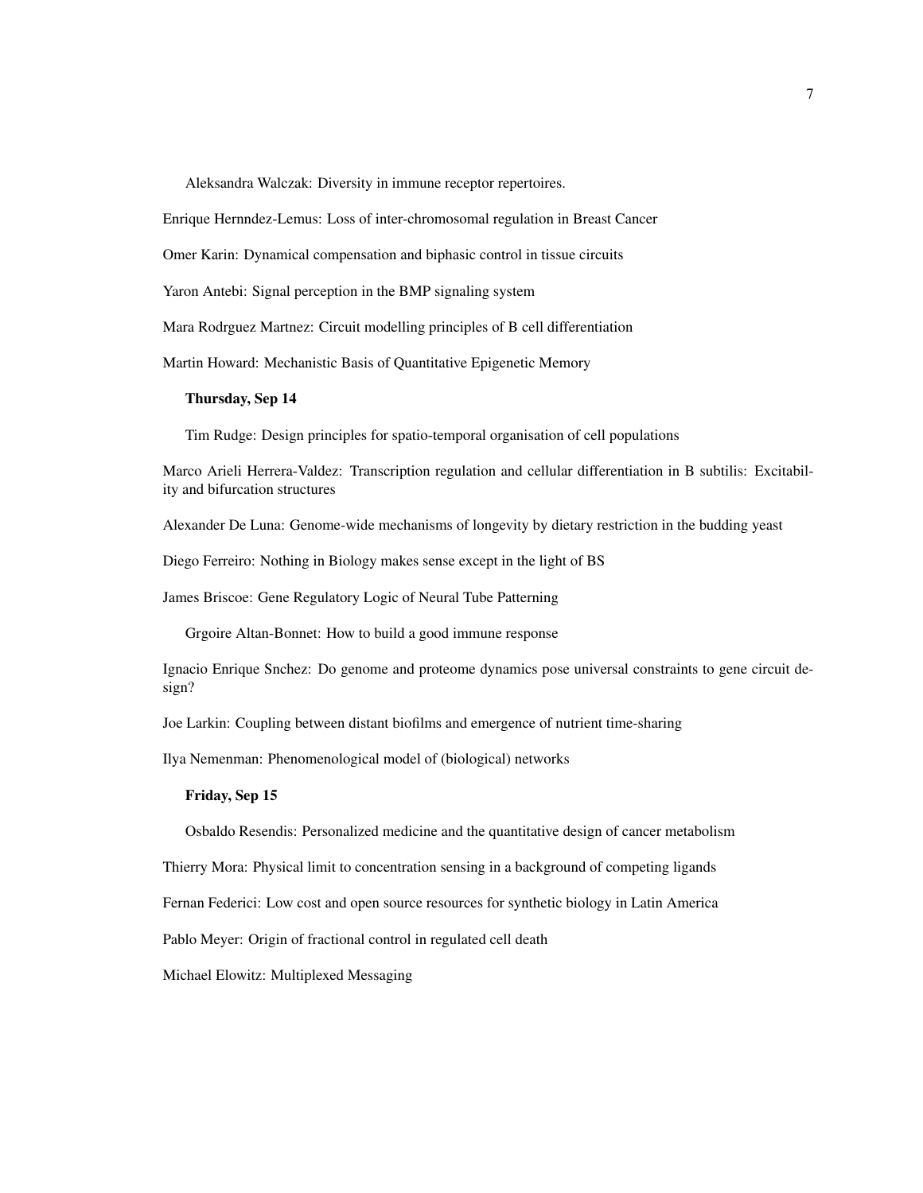Aleksandra Walczak: Diversity in immune receptor repertoires.

Enrique Hernndez-Lemus: Loss of inter-chromosomal regulation in Breast Cancer

Omer Karin: Dynamical compensation and biphasic control in tissue circuits

Yaron Antebi: Signal perception in the BMP signaling system

Mara Rodrguez Martnez: Circuit modelling principles of B cell differentiation

Martin Howard: Mechanistic Basis of Quantitative Epigenetic Memory

**Thursday, Sep 14**

Tim Rudge: Design principles for spatio-temporal organisation of cell populations

Marco Arieli Herrera-Valdez: Transcription regulation and cellular differentiation in B subtilis: Excitability and bifurcation structures

Alexander De Luna: Genome-wide mechanisms of longevity by dietary restriction in the budding yeast

Diego Ferreiro: Nothing in Biology makes sense except in the light of BS

James Briscoe: Gene Regulatory Logic of Neural Tube Patterning

Grgoire Altan-Bonnet: How to build a good immune response

Ignacio Enrique Snchez: Do genome and proteome dynamics pose universal constraints to gene circuit design?

Joe Larkin: Coupling between distant biofilms and emergence of nutrient time-sharing

Ilya Nemenman: Phenomenological model of (biological) networks

**Friday, Sep 15**

Osbaldo Resendis: Personalized medicine and the quantitative design of cancer metabolism

Thierry Mora: Physical limit to concentration sensing in a background of competing ligands

Fernan Federici: Low cost and open source resources for synthetic biology in Latin America

Pablo Meyer: Origin of fractional control in regulated cell death

Michael Elowitz: Multiplexed Messaging